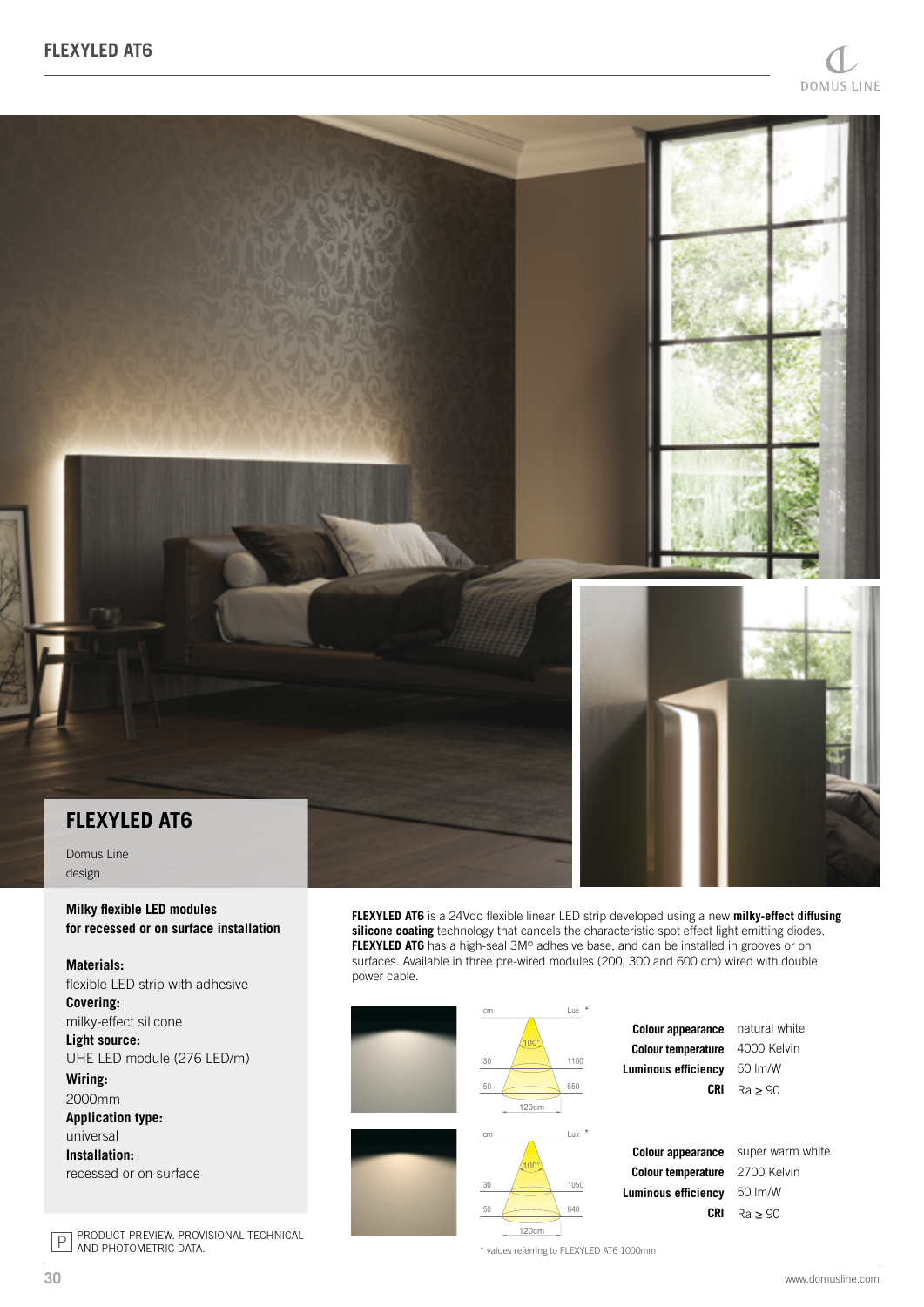# FLEXYLED AT6

Domus Line
design

**Milky flexible LED modules for recessed or on surface installation**

**Materials:**
flexible LED strip with adhesive
**Covering:**
milky-effect silicone
**Light source:**
UHE LED module (276 LED/m)
**Wiring:**
2000mm
**Application type:**
universal
**Installation:**
recessed or on surface

P PRODUCT PREVIEW. PROVISIONAL TECHNICAL AND PHOTOMETRIC DATA.

**FLEXYLED AT6** is a 24Vdc flexible linear LED strip developed using a new **milky-effect diffusing silicone coating** technology that cancels the characteristic spot effect light emitting diodes. **FLEXYLED AT6** has a high-seal 3M© adhesive base, and can be installed in grooves or on surfaces. Available in three pre-wired modules (200, 300 and 600 cm) wired with double power cable.

| cm | Lux * |
|---|---|
| 30 | 1100 |
| 50 | 650 |

100° — 120cm

| | |
|---|---|
| **Colour appearance** | natural white |
| **Colour temperature** | 4000 Kelvin |
| **Luminous efficiency** | 50 lm/W |
| **CRI** | Ra ≥ 90 |

| cm | Lux * |
|---|---|
| 30 | 1050 |
| 50 | 640 |

100° — 120cm

| | |
|---|---|
| **Colour appearance** | super warm white |
| **Colour temperature** | 2700 Kelvin |
| **Luminous efficiency** | 50 lm/W |
| **CRI** | Ra ≥ 90 |

\* values referring to FLEXYLED AT6 1000mm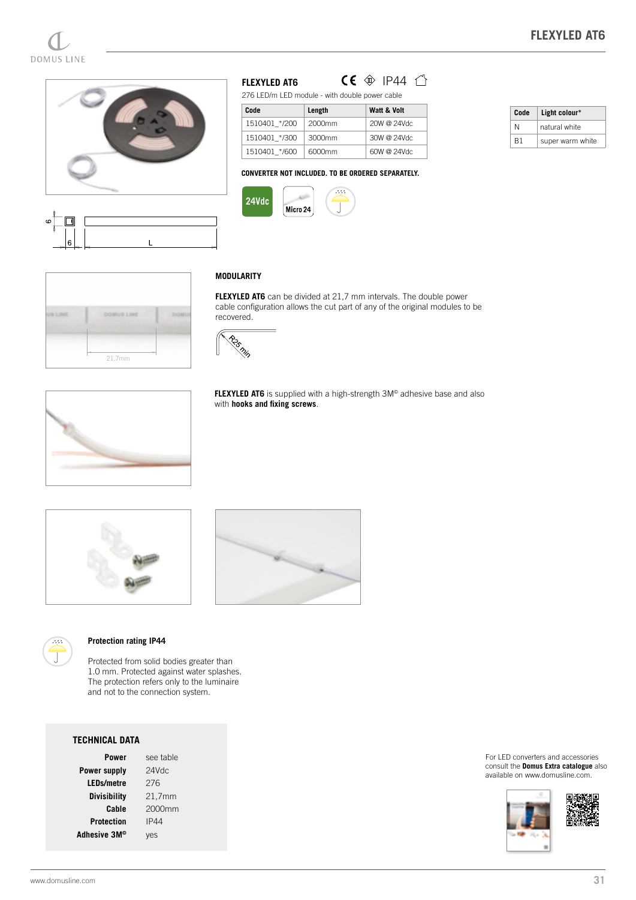## FLEXYLED AT6

CE IP44

276 LED/m LED module - with double power cable

| Code | Length | Watt & Volt |
|---|---|---|
| 1510401_*/200 | 2000mm | 20W @ 24Vdc |
| 1510401_*/300 | 3000mm | 30W @ 24Vdc |
| 1510401_*/600 | 6000mm | 60W @ 24Vdc |

| Code | Light colour* |
|---|---|
| N | natural white |
| B1 | super warm white |

**CONVERTER NOT INCLUDED. TO BE ORDERED SEPARATELY.**

24Vdc

Micro 24

6

6

L

21,7mm

### MODULARITY

**FLEXYLED AT6** can be divided at 21,7 mm intervals. The double power cable configuration allows the cut part of any of the original modules to be recovered.

R25 min

**FLEXYLED AT6** is supplied with a high-strength 3M© adhesive base and also with **hooks and fixing screws**.

**Protection rating IP44**

Protected from solid bodies greater than 1.0 mm. Protected against water splashes. The protection refers only to the luminaire and not to the connection system.

### TECHNICAL DATA

| | |
|---|---|
| **Power** | see table |
| **Power supply** | 24Vdc |
| **LEDs/metre** | 276 |
| **Divisibility** | 21,7mm |
| **Cable** | 2000mm |
| **Protection** | IP44 |
| **Adhesive 3M©** | yes |

For LED converters and accessories consult the **Domus Extra catalogue** also available on www.domusline.com.